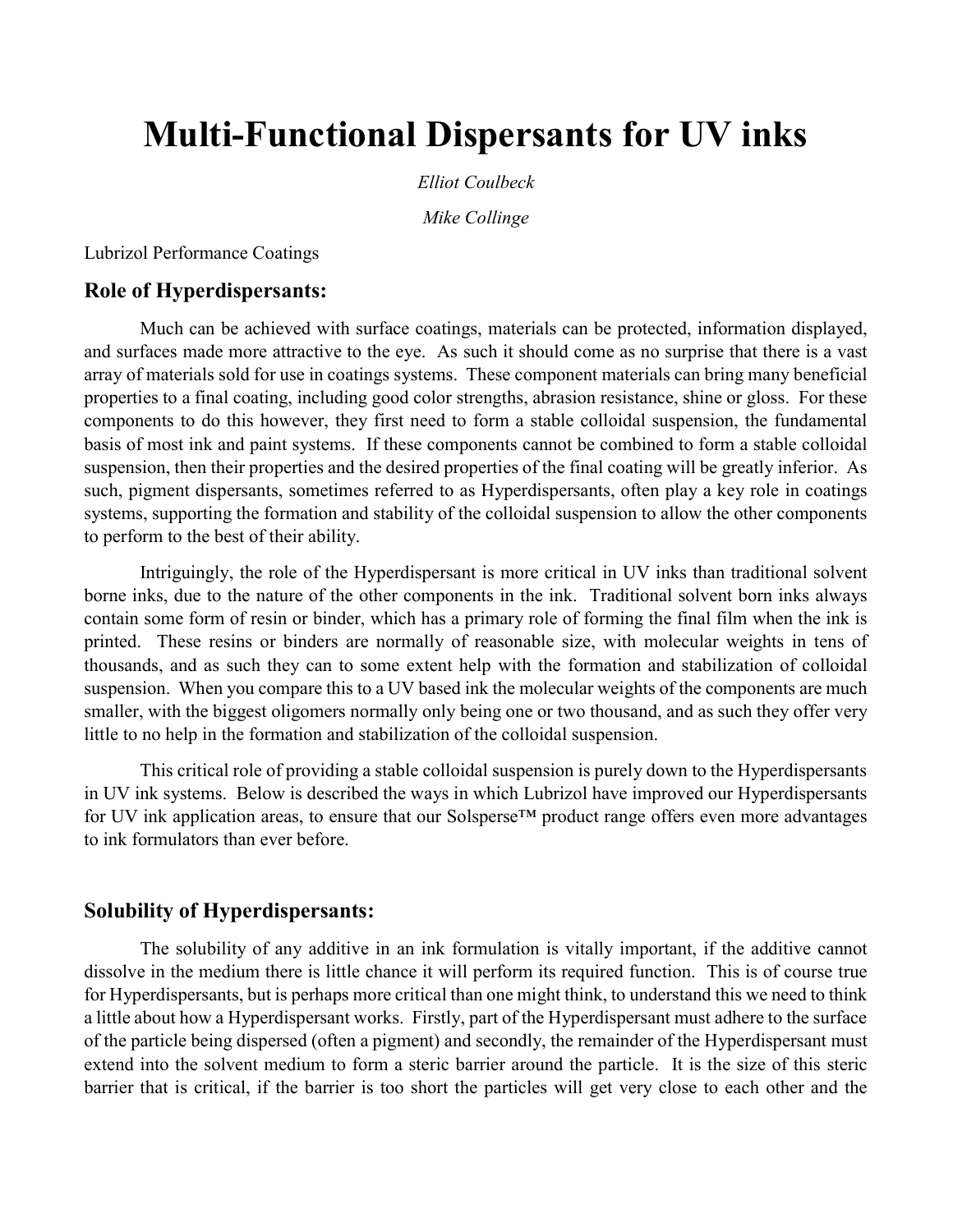# Multi-Functional Dispersants for UV inks

*Elliot Coulbeck*

*Mike Collinge*

Lubrizol Performance Coatings

## Role of Hyperdispersants:

Much can be achieved with surface coatings, materials can be protected, information displayed, and surfaces made more attractive to the eye. As such it should come as no surprise that there is a vast array of materials sold for use in coatings systems. These component materials can bring many beneficial properties to a final coating, including good color strengths, abrasion resistance, shine or gloss. For these components to do this however, they first need to form a stable colloidal suspension, the fundamental basis of most ink and paint systems. If these components cannot be combined to form a stable colloidal suspension, then their properties and the desired properties of the final coating will be greatly inferior. As such, pigment dispersants, sometimes referred to as Hyperdispersants, often play a key role in coatings systems, supporting the formation and stability of the colloidal suspension to allow the other components to perform to the best of their ability.

Intriguingly, the role of the Hyperdispersant is more critical in UV inks than traditional solvent borne inks, due to the nature of the other components in the ink. Traditional solvent born inks always contain some form of resin or binder, which has a primary role of forming the final film when the ink is printed. These resins or binders are normally of reasonable size, with molecular weights in tens of thousands, and as such they can to some extent help with the formation and stabilization of colloidal suspension. When you compare this to a UV based ink the molecular weights of the components are much smaller, with the biggest oligomers normally only being one or two thousand, and as such they offer very little to no help in the formation and stabilization of the colloidal suspension.

This critical role of providing a stable colloidal suspension is purely down to the Hyperdispersants in UV ink systems. Below is described the ways in which Lubrizol have improved our Hyperdispersants for UV ink application areas, to ensure that our Solsperse™ product range offers even more advantages to ink formulators than ever before.

## Solubility of Hyperdispersants:

The solubility of any additive in an ink formulation is vitally important, if the additive cannot dissolve in the medium there is little chance it will perform its required function. This is of course true for Hyperdispersants, but is perhaps more critical than one might think, to understand this we need to think a little about how a Hyperdispersant works. Firstly, part of the Hyperdispersant must adhere to the surface of the particle being dispersed (often a pigment) and secondly, the remainder of the Hyperdispersant must extend into the solvent medium to form a steric barrier around the particle. It is the size of this steric barrier that is critical, if the barrier is too short the particles will get very close to each other and the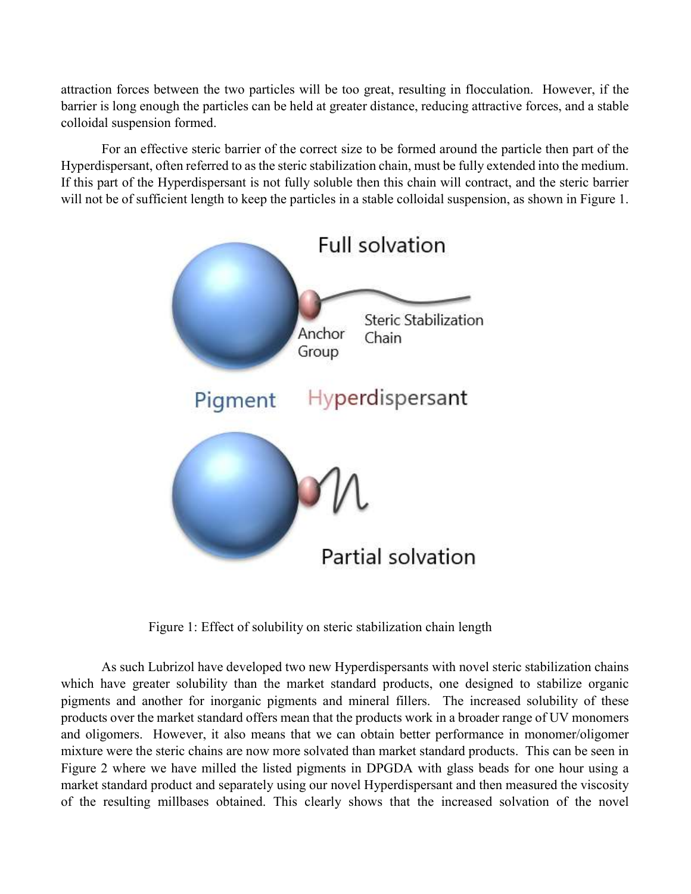attraction forces between the two particles will be too great, resulting in flocculation. However, if the barrier is long enough the particles can be held at greater distance, reducing attractive forces, and a stable colloidal suspension formed.

For an effective steric barrier of the correct size to be formed around the particle then part of the Hyperdispersant, often referred to as the steric stabilization chain, must be fully extended into the medium. If this part of the Hyperdispersant is not fully soluble then this chain will contract, and the steric barrier will not be of sufficient length to keep the particles in a stable colloidal suspension, as shown in Figure 1.

Full solvation

Anchor Group

Steric Stabilization Chain

Pigment

Hyperdispersant

Partial solvation

Figure 1: Effect of solubility on steric stabilization chain length

As such Lubrizol have developed two new Hyperdispersants with novel steric stabilization chains which have greater solubility than the market standard products, one designed to stabilize organic pigments and another for inorganic pigments and mineral fillers. The increased solubility of these products over the market standard offers mean that the products work in a broader range of UV monomers and oligomers. However, it also means that we can obtain better performance in monomer/oligomer mixture were the steric chains are now more solvated than market standard products. This can be seen in Figure 2 where we have milled the listed pigments in DPGDA with glass beads for one hour using a market standard product and separately using our novel Hyperdispersant and then measured the viscosity of the resulting millbases obtained. This clearly shows that the increased solvation of the novel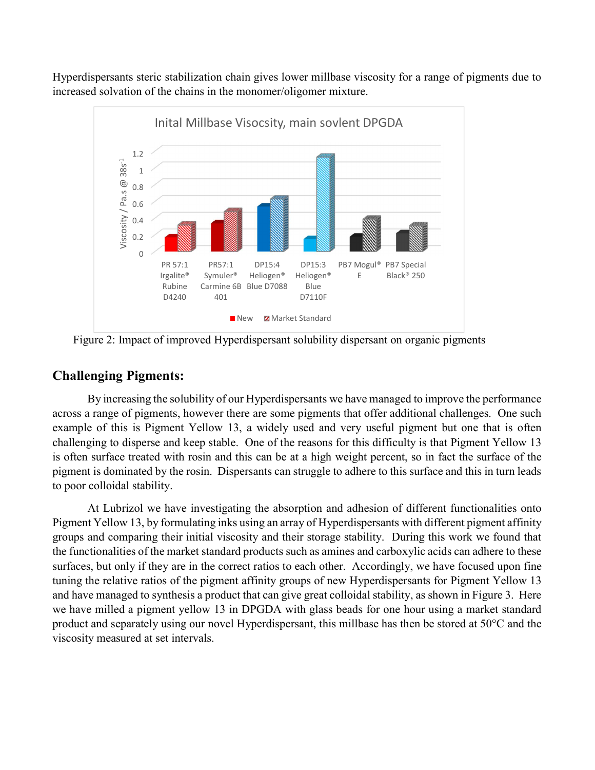Hyperdispersants steric stabilization chain gives lower millbase viscosity for a range of pigments due to increased solvation of the chains in the monomer/oligomer mixture.

Figure 2: Impact of improved Hyperdispersant solubility dispersant on organic pigments

## Challenging Pigments:

By increasing the solubility of our Hyperdispersants we have managed to improve the performance across a range of pigments, however there are some pigments that offer additional challenges. One such example of this is Pigment Yellow 13, a widely used and very useful pigment but one that is often challenging to disperse and keep stable. One of the reasons for this difficulty is that Pigment Yellow 13 is often surface treated with rosin and this can be at a high weight percent, so in fact the surface of the pigment is dominated by the rosin. Dispersants can struggle to adhere to this surface and this in turn leads to poor colloidal stability.

At Lubrizol we have investigating the absorption and adhesion of different functionalities onto Pigment Yellow 13, by formulating inks using an array of Hyperdispersants with different pigment affinity groups and comparing their initial viscosity and their storage stability. During this work we found that the functionalities of the market standard products such as amines and carboxylic acids can adhere to these surfaces, but only if they are in the correct ratios to each other. Accordingly, we have focused upon fine tuning the relative ratios of the pigment affinity groups of new Hyperdispersants for Pigment Yellow 13 and have managed to synthesis a product that can give great colloidal stability, as shown in Figure 3. Here we have milled a pigment yellow 13 in DPGDA with glass beads for one hour using a market standard product and separately using our novel Hyperdispersant, this millbase has then be stored at 50°C and the viscosity measured at set intervals.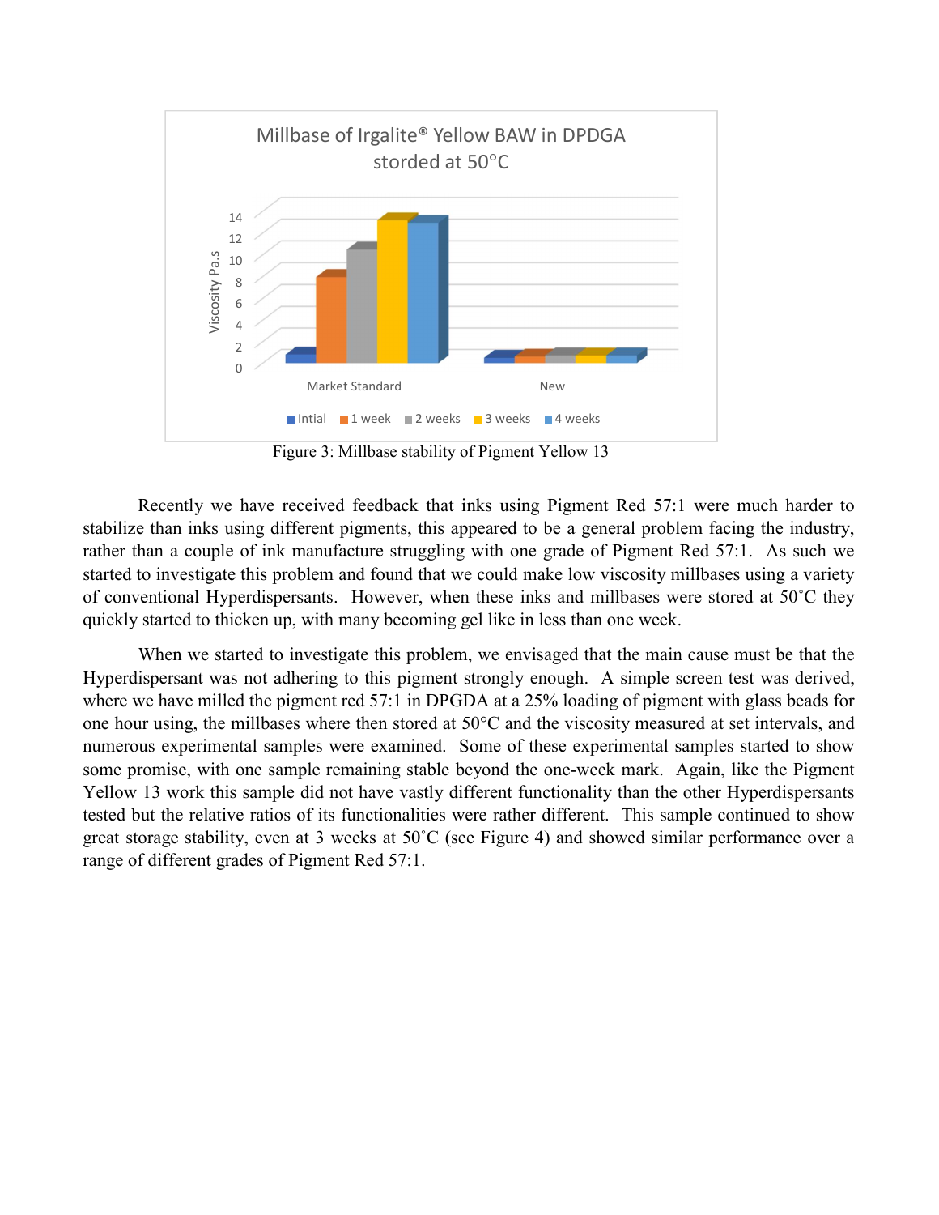Figure 3: Millbase stability of Pigment Yellow 13

Recently we have received feedback that inks using Pigment Red 57:1 were much harder to stabilize than inks using different pigments, this appeared to be a general problem facing the industry, rather than a couple of ink manufacture struggling with one grade of Pigment Red 57:1. As such we started to investigate this problem and found that we could make low viscosity millbases using a variety of conventional Hyperdispersants. However, when these inks and millbases were stored at 50˚C they quickly started to thicken up, with many becoming gel like in less than one week.

When we started to investigate this problem, we envisaged that the main cause must be that the Hyperdispersant was not adhering to this pigment strongly enough. A simple screen test was derived, where we have milled the pigment red 57:1 in DPGDA at a 25% loading of pigment with glass beads for one hour using, the millbases where then stored at 50°C and the viscosity measured at set intervals, and numerous experimental samples were examined. Some of these experimental samples started to show some promise, with one sample remaining stable beyond the one-week mark. Again, like the Pigment Yellow 13 work this sample did not have vastly different functionality than the other Hyperdispersants tested but the relative ratios of its functionalities were rather different. This sample continued to show great storage stability, even at 3 weeks at 50˚C (see Figure 4) and showed similar performance over a range of different grades of Pigment Red 57:1.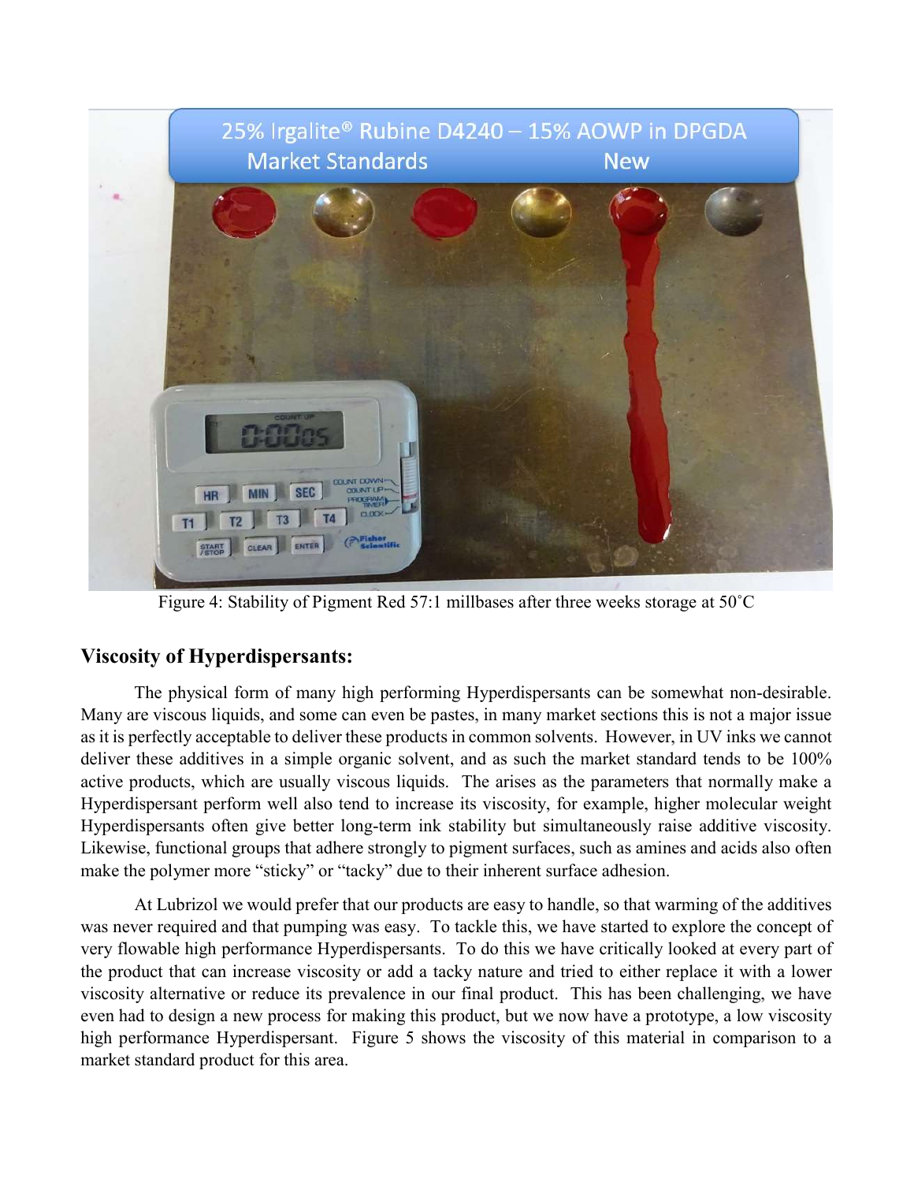Figure 4: Stability of Pigment Red 57:1 millbases after three weeks storage at 50˚C

## Viscosity of Hyperdispersants:

The physical form of many high performing Hyperdispersants can be somewhat non-desirable. Many are viscous liquids, and some can even be pastes, in many market sections this is not a major issue as it is perfectly acceptable to deliver these products in common solvents. However, in UV inks we cannot deliver these additives in a simple organic solvent, and as such the market standard tends to be 100% active products, which are usually viscous liquids. The arises as the parameters that normally make a Hyperdispersant perform well also tend to increase its viscosity, for example, higher molecular weight Hyperdispersants often give better long-term ink stability but simultaneously raise additive viscosity. Likewise, functional groups that adhere strongly to pigment surfaces, such as amines and acids also often make the polymer more "sticky" or "tacky" due to their inherent surface adhesion.

At Lubrizol we would prefer that our products are easy to handle, so that warming of the additives was never required and that pumping was easy. To tackle this, we have started to explore the concept of very flowable high performance Hyperdispersants. To do this we have critically looked at every part of the product that can increase viscosity or add a tacky nature and tried to either replace it with a lower viscosity alternative or reduce its prevalence in our final product. This has been challenging, we have even had to design a new process for making this product, but we now have a prototype, a low viscosity high performance Hyperdispersant. Figure 5 shows the viscosity of this material in comparison to a market standard product for this area.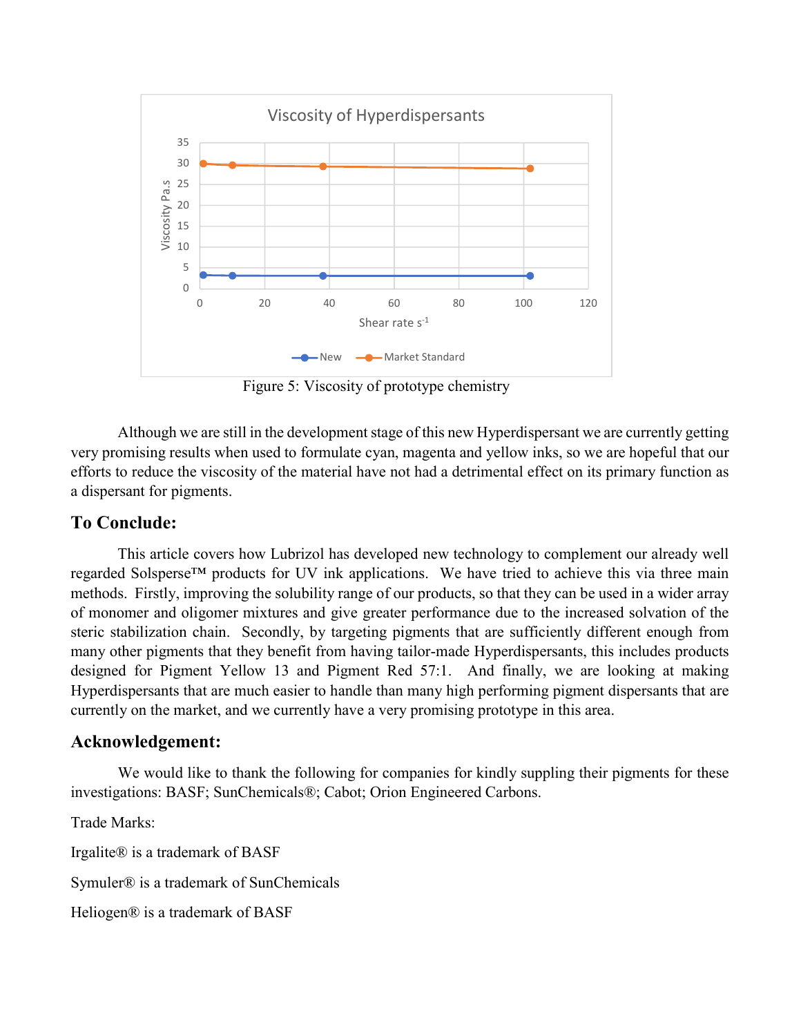Figure 5: Viscosity of prototype chemistry

Although we are still in the development stage of this new Hyperdispersant we are currently getting very promising results when used to formulate cyan, magenta and yellow inks, so we are hopeful that our efforts to reduce the viscosity of the material have not had a detrimental effect on its primary function as a dispersant for pigments.

## To Conclude:

This article covers how Lubrizol has developed new technology to complement our already well regarded Solsperse™ products for UV ink applications. We have tried to achieve this via three main methods. Firstly, improving the solubility range of our products, so that they can be used in a wider array of monomer and oligomer mixtures and give greater performance due to the increased solvation of the steric stabilization chain. Secondly, by targeting pigments that are sufficiently different enough from many other pigments that they benefit from having tailor-made Hyperdispersants, this includes products designed for Pigment Yellow 13 and Pigment Red 57:1. And finally, we are looking at making Hyperdispersants that are much easier to handle than many high performing pigment dispersants that are currently on the market, and we currently have a very promising prototype in this area.

## Acknowledgement:

We would like to thank the following for companies for kindly suppling their pigments for these investigations: BASF; SunChemicals®; Cabot; Orion Engineered Carbons.

Trade Marks:

Irgalite® is a trademark of BASF

Symuler® is a trademark of SunChemicals

Heliogen® is a trademark of BASF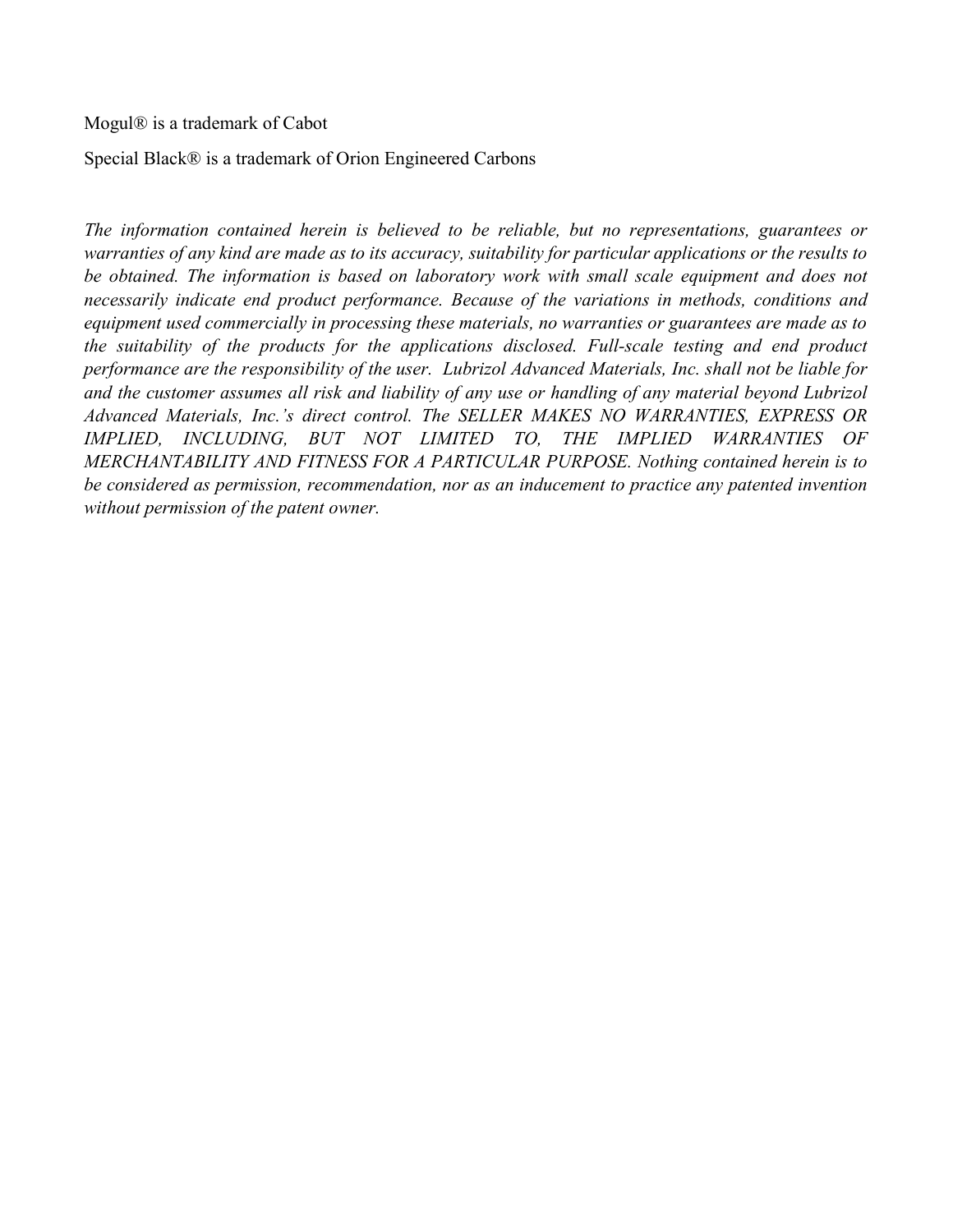Mogul® is a trademark of Cabot

Special Black® is a trademark of Orion Engineered Carbons

*The information contained herein is believed to be reliable, but no representations, guarantees or warranties of any kind are made as to its accuracy, suitability for particular applications or the results to be obtained. The information is based on laboratory work with small scale equipment and does not necessarily indicate end product performance. Because of the variations in methods, conditions and equipment used commercially in processing these materials, no warranties or guarantees are made as to the suitability of the products for the applications disclosed. Full-scale testing and end product performance are the responsibility of the user. Lubrizol Advanced Materials, Inc. shall not be liable for and the customer assumes all risk and liability of any use or handling of any material beyond Lubrizol Advanced Materials, Inc.'s direct control. The SELLER MAKES NO WARRANTIES, EXPRESS OR IMPLIED, INCLUDING, BUT NOT LIMITED TO, THE IMPLIED WARRANTIES OF MERCHANTABILITY AND FITNESS FOR A PARTICULAR PURPOSE. Nothing contained herein is to be considered as permission, recommendation, nor as an inducement to practice any patented invention without permission of the patent owner.*